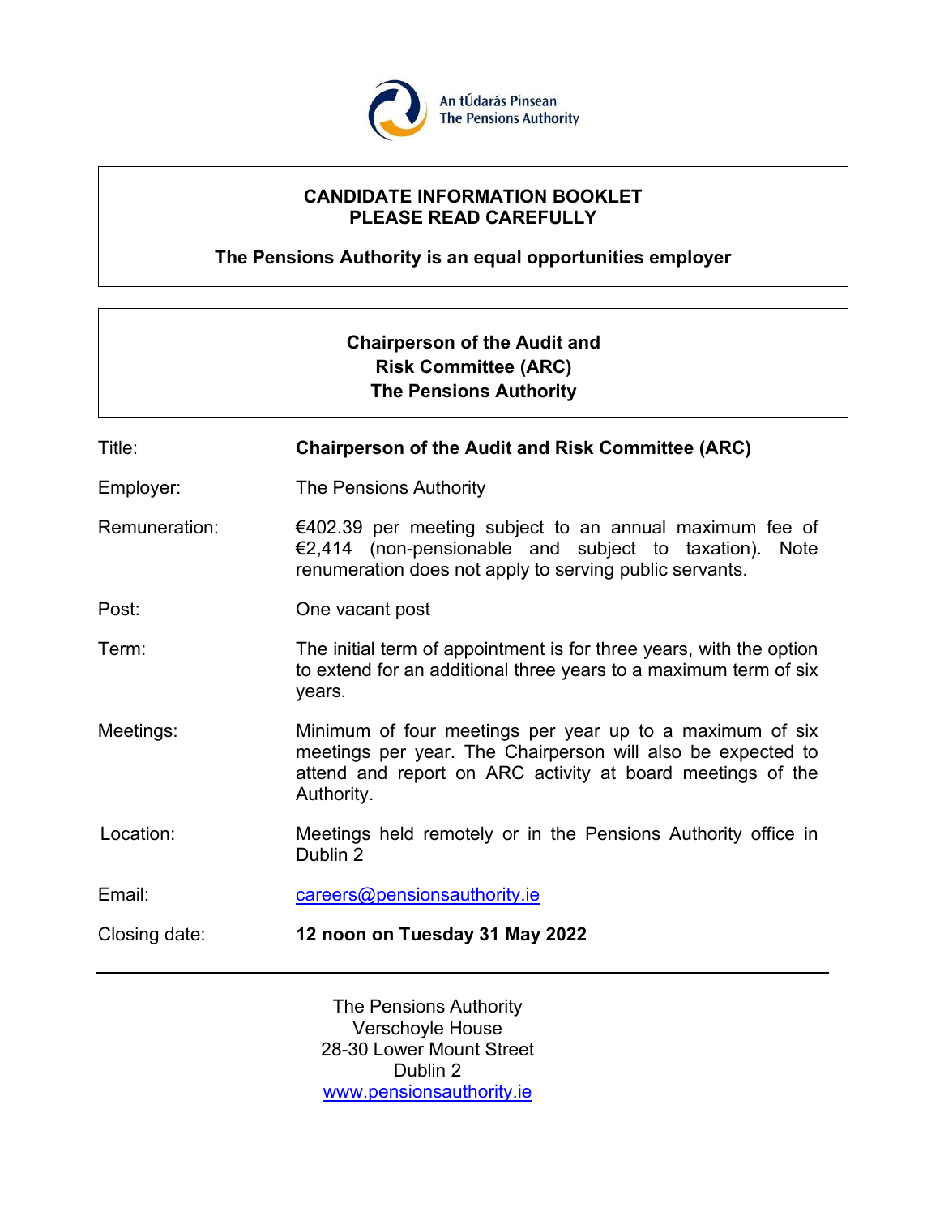An tÚdarás Pinsean
The Pensions Authority

**CANDIDATE INFORMATION BOOKLET**
**PLEASE READ CAREFULLY**

**The Pensions Authority is an equal opportunities employer**

# Chairperson of the Audit and Risk Committee (ARC) The Pensions Authority

| | |
|---|---|
| Title: | **Chairperson of the Audit and Risk Committee (ARC)** |
| Employer: | The Pensions Authority |
| Remuneration: | €402.39 per meeting subject to an annual maximum fee of €2,414 (non-pensionable and subject to taxation). Note renumeration does not apply to serving public servants. |
| Post: | One vacant post |
| Term: | The initial term of appointment is for three years, with the option to extend for an additional three years to a maximum term of six years. |
| Meetings: | Minimum of four meetings per year up to a maximum of six meetings per year. The Chairperson will also be expected to attend and report on ARC activity at board meetings of the Authority. |
| Location: | Meetings held remotely or in the Pensions Authority office in Dublin 2 |
| Email: | careers@pensionsauthority.ie |
| Closing date: | **12 noon on Tuesday 31 May 2022** |

---

The Pensions Authority
Verschoyle House
28-30 Lower Mount Street
Dublin 2
www.pensionsauthority.ie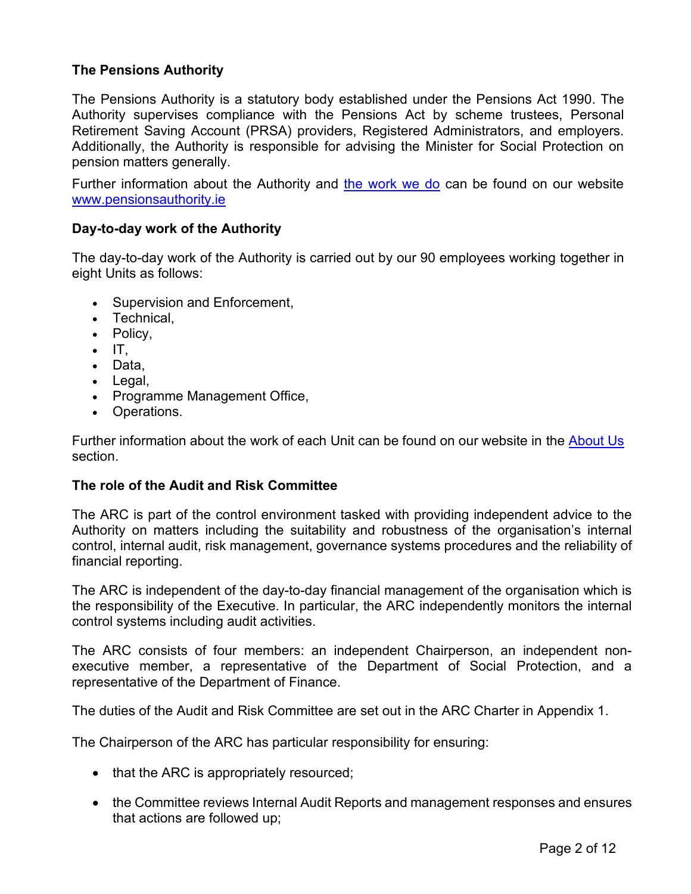### The Pensions Authority

The Pensions Authority is a statutory body established under the Pensions Act 1990. The Authority supervises compliance with the Pensions Act by scheme trustees, Personal Retirement Saving Account (PRSA) providers, Registered Administrators, and employers. Additionally, the Authority is responsible for advising the Minister for Social Protection on pension matters generally.

Further information about the Authority and [the work we do](#) can be found on our website [www.pensionsauthority.ie](http://www.pensionsauthority.ie)

### Day-to-day work of the Authority

The day-to-day work of the Authority is carried out by our 90 employees working together in eight Units as follows:

- Supervision and Enforcement,
- Technical,
- Policy,
- IT,
- Data,
- Legal,
- Programme Management Office,
- Operations.

Further information about the work of each Unit can be found on our website in the [About Us](#) section.

### The role of the Audit and Risk Committee

The ARC is part of the control environment tasked with providing independent advice to the Authority on matters including the suitability and robustness of the organisation's internal control, internal audit, risk management, governance systems procedures and the reliability of financial reporting.

The ARC is independent of the day-to-day financial management of the organisation which is the responsibility of the Executive. In particular, the ARC independently monitors the internal control systems including audit activities.

The ARC consists of four members: an independent Chairperson, an independent non-executive member, a representative of the Department of Social Protection, and a representative of the Department of Finance.

The duties of the Audit and Risk Committee are set out in the ARC Charter in Appendix 1.

The Chairperson of the ARC has particular responsibility for ensuring:

- that the ARC is appropriately resourced;
- the Committee reviews Internal Audit Reports and management responses and ensures that actions are followed up;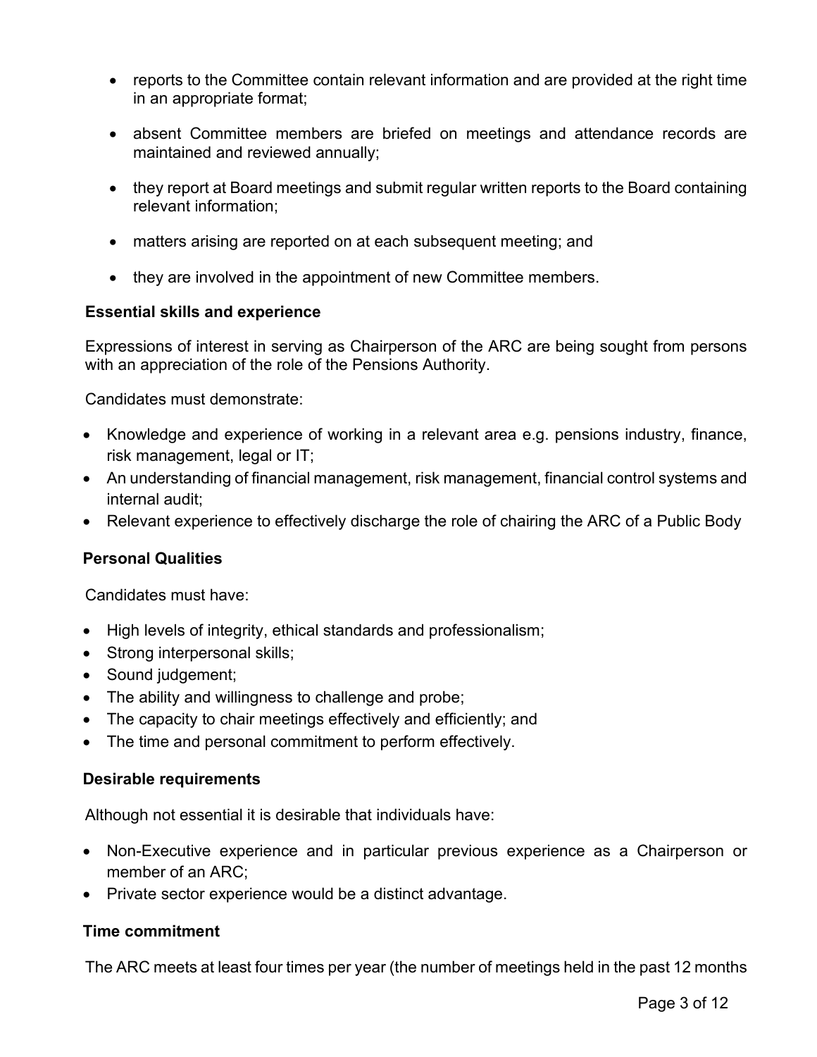- reports to the Committee contain relevant information and are provided at the right time in an appropriate format;
- absent Committee members are briefed on meetings and attendance records are maintained and reviewed annually;
- they report at Board meetings and submit regular written reports to the Board containing relevant information;
- matters arising are reported on at each subsequent meeting; and
- they are involved in the appointment of new Committee members.

### Essential skills and experience

Expressions of interest in serving as Chairperson of the ARC are being sought from persons with an appreciation of the role of the Pensions Authority.

Candidates must demonstrate:

- Knowledge and experience of working in a relevant area e.g. pensions industry, finance, risk management, legal or IT;
- An understanding of financial management, risk management, financial control systems and internal audit;
- Relevant experience to effectively discharge the role of chairing the ARC of a Public Body

### Personal Qualities

Candidates must have:

- High levels of integrity, ethical standards and professionalism;
- Strong interpersonal skills;
- Sound judgement;
- The ability and willingness to challenge and probe;
- The capacity to chair meetings effectively and efficiently; and
- The time and personal commitment to perform effectively.

### Desirable requirements

Although not essential it is desirable that individuals have:

- Non-Executive experience and in particular previous experience as a Chairperson or member of an ARC;
- Private sector experience would be a distinct advantage.

### Time commitment

The ARC meets at least four times per year (the number of meetings held in the past 12 months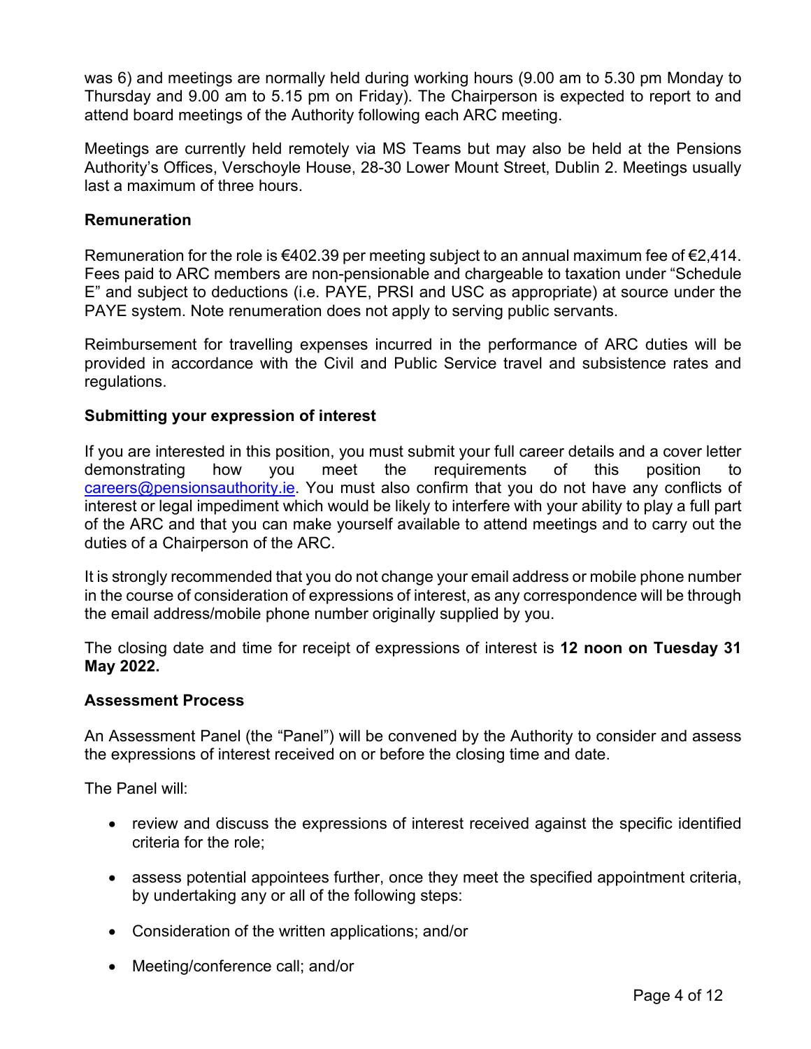was 6) and meetings are normally held during working hours (9.00 am to 5.30 pm Monday to Thursday and 9.00 am to 5.15 pm on Friday). The Chairperson is expected to report to and attend board meetings of the Authority following each ARC meeting.

Meetings are currently held remotely via MS Teams but may also be held at the Pensions Authority's Offices, Verschoyle House, 28-30 Lower Mount Street, Dublin 2. Meetings usually last a maximum of three hours.

**Remuneration**

Remuneration for the role is €402.39 per meeting subject to an annual maximum fee of €2,414. Fees paid to ARC members are non-pensionable and chargeable to taxation under "Schedule E" and subject to deductions (i.e. PAYE, PRSI and USC as appropriate) at source under the PAYE system. Note renumeration does not apply to serving public servants.

Reimbursement for travelling expenses incurred in the performance of ARC duties will be provided in accordance with the Civil and Public Service travel and subsistence rates and regulations.

**Submitting your expression of interest**

If you are interested in this position, you must submit your full career details and a cover letter demonstrating how you meet the requirements of this position to careers@pensionsauthority.ie. You must also confirm that you do not have any conflicts of interest or legal impediment which would be likely to interfere with your ability to play a full part of the ARC and that you can make yourself available to attend meetings and to carry out the duties of a Chairperson of the ARC.

It is strongly recommended that you do not change your email address or mobile phone number in the course of consideration of expressions of interest, as any correspondence will be through the email address/mobile phone number originally supplied by you.

The closing date and time for receipt of expressions of interest is **12 noon on Tuesday 31 May 2022.**

**Assessment Process**

An Assessment Panel (the "Panel") will be convened by the Authority to consider and assess the expressions of interest received on or before the closing time and date.

The Panel will:

- review and discuss the expressions of interest received against the specific identified criteria for the role;
- assess potential appointees further, once they meet the specified appointment criteria, by undertaking any or all of the following steps:
- Consideration of the written applications; and/or
- Meeting/conference call; and/or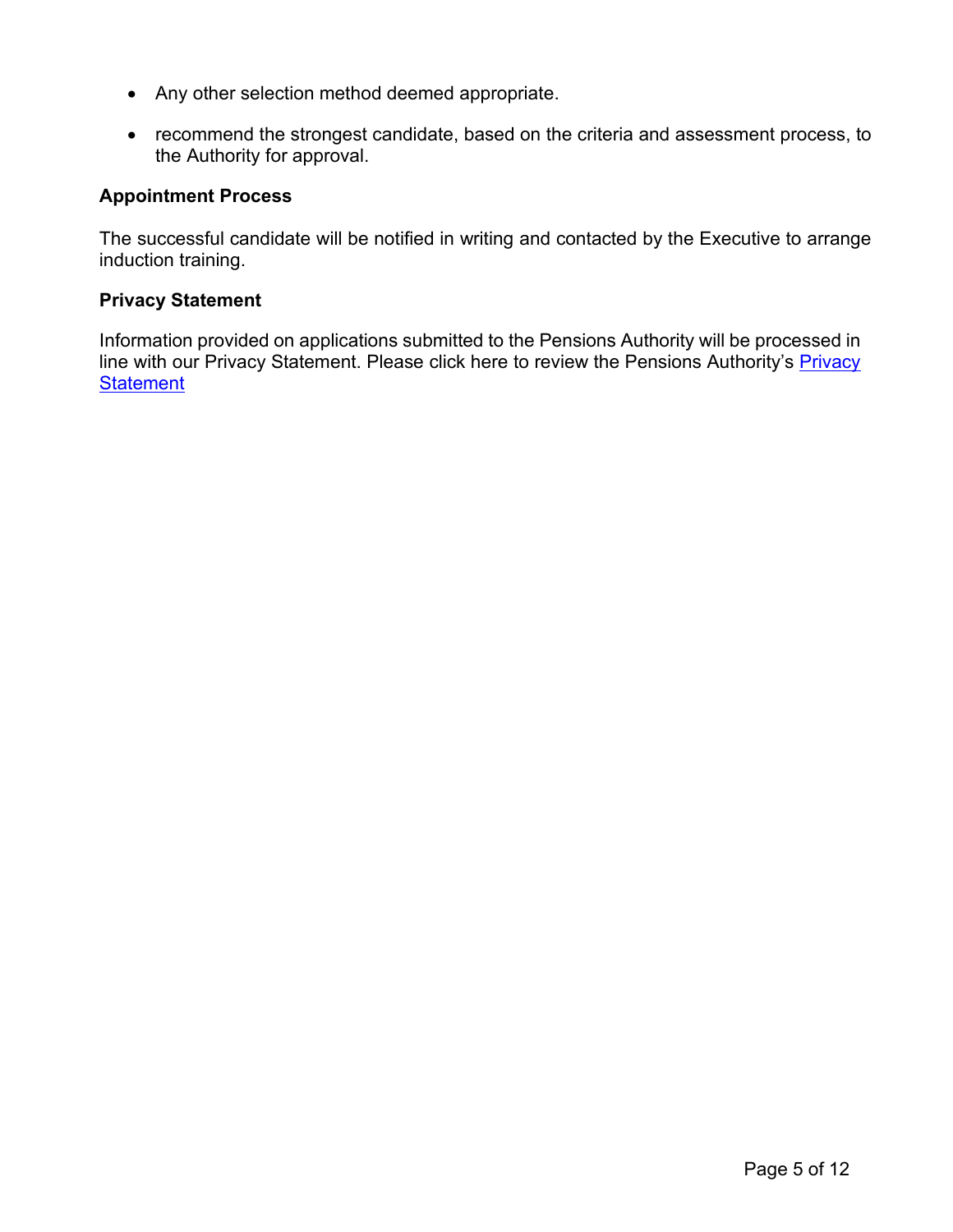- Any other selection method deemed appropriate.
- recommend the strongest candidate, based on the criteria and assessment process, to the Authority for approval.

**Appointment Process**

The successful candidate will be notified in writing and contacted by the Executive to arrange induction training.

**Privacy Statement**

Information provided on applications submitted to the Pensions Authority will be processed in line with our Privacy Statement. Please click here to review the Pensions Authority's Privacy Statement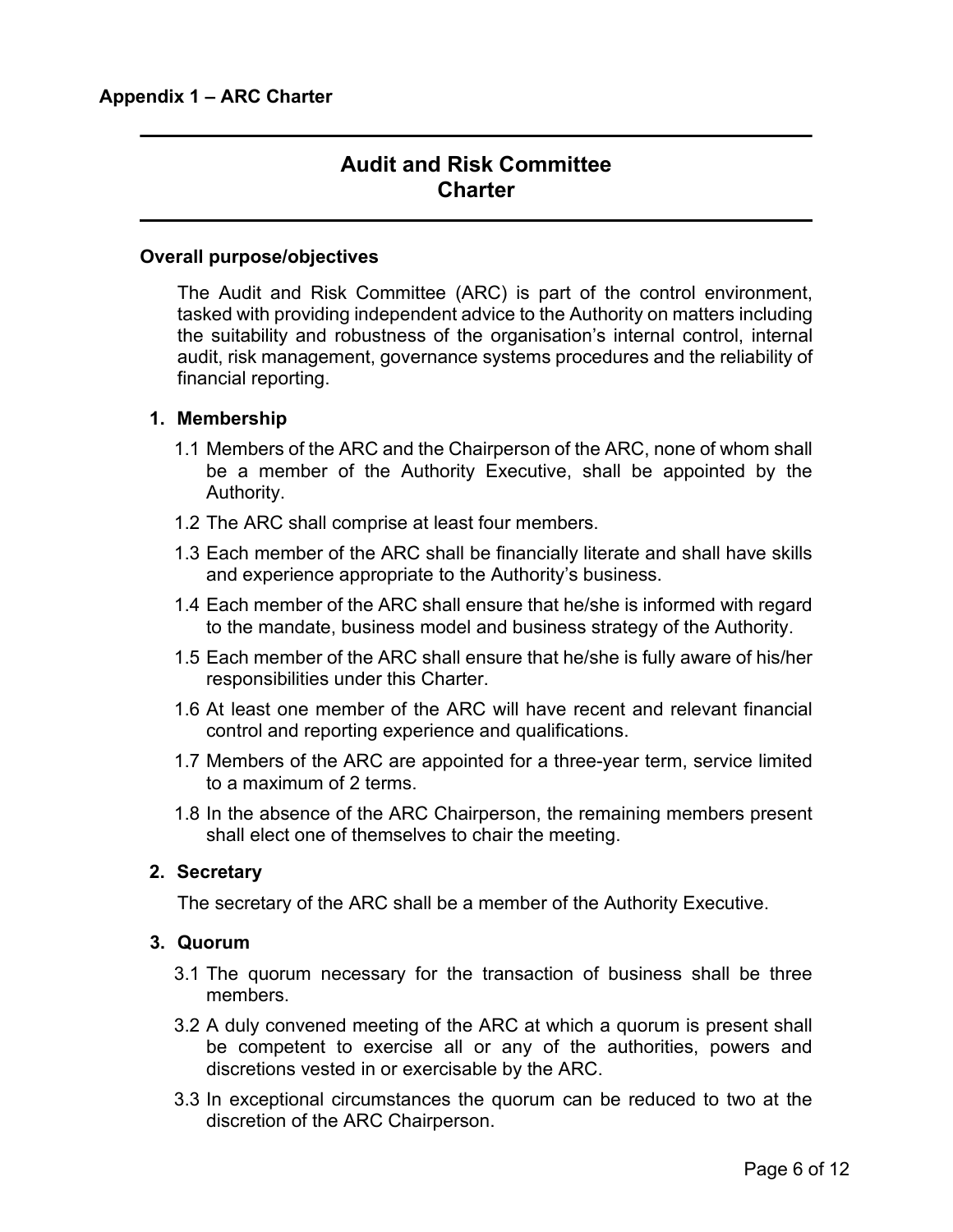**Appendix 1 – ARC Charter**

# Audit and Risk Committee Charter

**Overall purpose/objectives**

The Audit and Risk Committee (ARC) is part of the control environment, tasked with providing independent advice to the Authority on matters including the suitability and robustness of the organisation's internal control, internal audit, risk management, governance systems procedures and the reliability of financial reporting.

**1. Membership**

1.1 Members of the ARC and the Chairperson of the ARC, none of whom shall be a member of the Authority Executive, shall be appointed by the Authority.

1.2 The ARC shall comprise at least four members.

1.3 Each member of the ARC shall be financially literate and shall have skills and experience appropriate to the Authority's business.

1.4 Each member of the ARC shall ensure that he/she is informed with regard to the mandate, business model and business strategy of the Authority.

1.5 Each member of the ARC shall ensure that he/she is fully aware of his/her responsibilities under this Charter.

1.6 At least one member of the ARC will have recent and relevant financial control and reporting experience and qualifications.

1.7 Members of the ARC are appointed for a three-year term, service limited to a maximum of 2 terms.

1.8 In the absence of the ARC Chairperson, the remaining members present shall elect one of themselves to chair the meeting.

**2. Secretary**

The secretary of the ARC shall be a member of the Authority Executive.

**3. Quorum**

3.1 The quorum necessary for the transaction of business shall be three members.

3.2 A duly convened meeting of the ARC at which a quorum is present shall be competent to exercise all or any of the authorities, powers and discretions vested in or exercisable by the ARC.

3.3 In exceptional circumstances the quorum can be reduced to two at the discretion of the ARC Chairperson.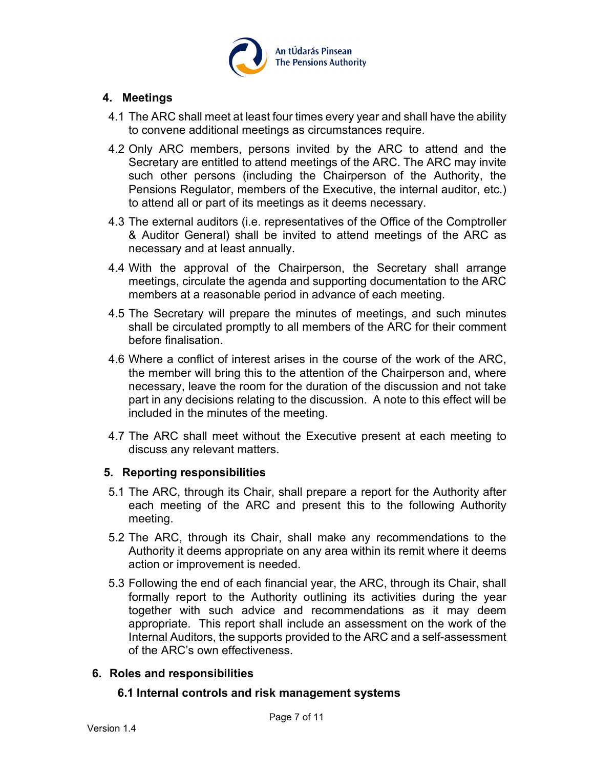## 4. Meetings

4.1 The ARC shall meet at least four times every year and shall have the ability to convene additional meetings as circumstances require.

4.2 Only ARC members, persons invited by the ARC to attend and the Secretary are entitled to attend meetings of the ARC. The ARC may invite such other persons (including the Chairperson of the Authority, the Pensions Regulator, members of the Executive, the internal auditor, etc.) to attend all or part of its meetings as it deems necessary.

4.3 The external auditors (i.e. representatives of the Office of the Comptroller & Auditor General) shall be invited to attend meetings of the ARC as necessary and at least annually.

4.4 With the approval of the Chairperson, the Secretary shall arrange meetings, circulate the agenda and supporting documentation to the ARC members at a reasonable period in advance of each meeting.

4.5 The Secretary will prepare the minutes of meetings, and such minutes shall be circulated promptly to all members of the ARC for their comment before finalisation.

4.6 Where a conflict of interest arises in the course of the work of the ARC, the member will bring this to the attention of the Chairperson and, where necessary, leave the room for the duration of the discussion and not take part in any decisions relating to the discussion. A note to this effect will be included in the minutes of the meeting.

4.7 The ARC shall meet without the Executive present at each meeting to discuss any relevant matters.

## 5. Reporting responsibilities

5.1 The ARC, through its Chair, shall prepare a report for the Authority after each meeting of the ARC and present this to the following Authority meeting.

5.2 The ARC, through its Chair, shall make any recommendations to the Authority it deems appropriate on any area within its remit where it deems action or improvement is needed.

5.3 Following the end of each financial year, the ARC, through its Chair, shall formally report to the Authority outlining its activities during the year together with such advice and recommendations as it may deem appropriate. This report shall include an assessment on the work of the Internal Auditors, the supports provided to the ARC and a self-assessment of the ARC's own effectiveness.

## 6. Roles and responsibilities

### 6.1 Internal controls and risk management systems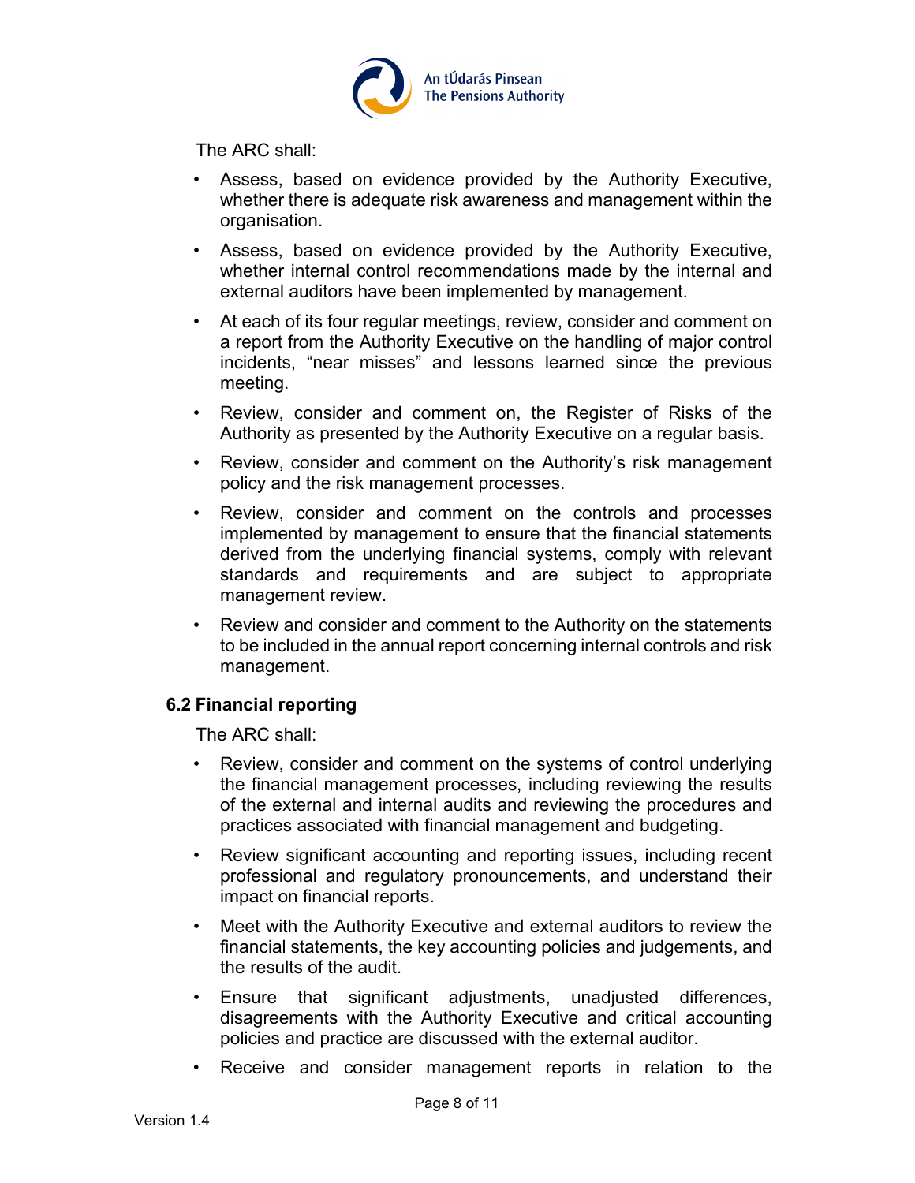The ARC shall:

- Assess, based on evidence provided by the Authority Executive, whether there is adequate risk awareness and management within the organisation.
- Assess, based on evidence provided by the Authority Executive, whether internal control recommendations made by the internal and external auditors have been implemented by management.
- At each of its four regular meetings, review, consider and comment on a report from the Authority Executive on the handling of major control incidents, "near misses" and lessons learned since the previous meeting.
- Review, consider and comment on, the Register of Risks of the Authority as presented by the Authority Executive on a regular basis.
- Review, consider and comment on the Authority's risk management policy and the risk management processes.
- Review, consider and comment on the controls and processes implemented by management to ensure that the financial statements derived from the underlying financial systems, comply with relevant standards and requirements and are subject to appropriate management review.
- Review and consider and comment to the Authority on the statements to be included in the annual report concerning internal controls and risk management.

### 6.2 Financial reporting

The ARC shall:

- Review, consider and comment on the systems of control underlying the financial management processes, including reviewing the results of the external and internal audits and reviewing the procedures and practices associated with financial management and budgeting.
- Review significant accounting and reporting issues, including recent professional and regulatory pronouncements, and understand their impact on financial reports.
- Meet with the Authority Executive and external auditors to review the financial statements, the key accounting policies and judgements, and the results of the audit.
- Ensure that significant adjustments, unadjusted differences, disagreements with the Authority Executive and critical accounting policies and practice are discussed with the external auditor.
- Receive and consider management reports in relation to the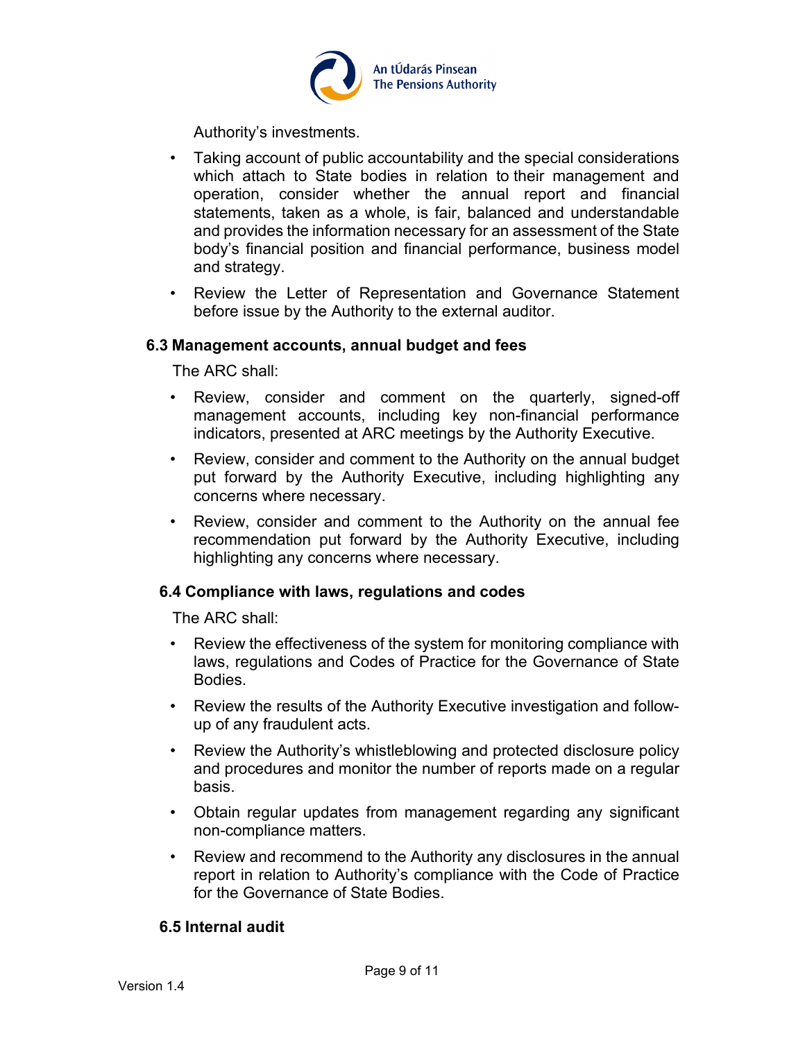Authority's investments.

- Taking account of public accountability and the special considerations which attach to State bodies in relation to their management and operation, consider whether the annual report and financial statements, taken as a whole, is fair, balanced and understandable and provides the information necessary for an assessment of the State body's financial position and financial performance, business model and strategy.
- Review the Letter of Representation and Governance Statement before issue by the Authority to the external auditor.

### 6.3 Management accounts, annual budget and fees

The ARC shall:

- Review, consider and comment on the quarterly, signed-off management accounts, including key non-financial performance indicators, presented at ARC meetings by the Authority Executive.
- Review, consider and comment to the Authority on the annual budget put forward by the Authority Executive, including highlighting any concerns where necessary.
- Review, consider and comment to the Authority on the annual fee recommendation put forward by the Authority Executive, including highlighting any concerns where necessary.

### 6.4 Compliance with laws, regulations and codes

The ARC shall:

- Review the effectiveness of the system for monitoring compliance with laws, regulations and Codes of Practice for the Governance of State Bodies.
- Review the results of the Authority Executive investigation and follow-up of any fraudulent acts.
- Review the Authority's whistleblowing and protected disclosure policy and procedures and monitor the number of reports made on a regular basis.
- Obtain regular updates from management regarding any significant non-compliance matters.
- Review and recommend to the Authority any disclosures in the annual report in relation to Authority's compliance with the Code of Practice for the Governance of State Bodies.

### 6.5 Internal audit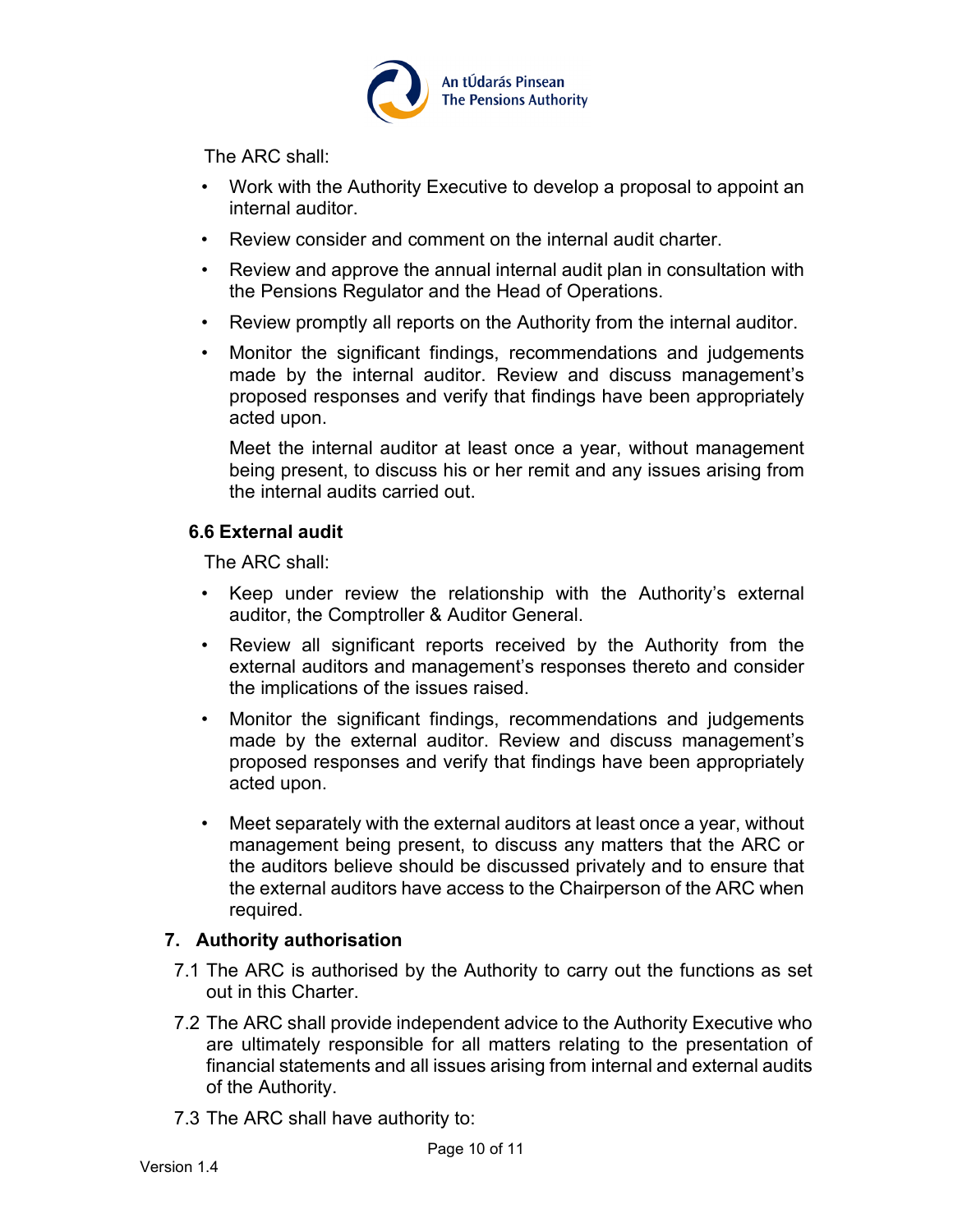The ARC shall:

- Work with the Authority Executive to develop a proposal to appoint an internal auditor.
- Review consider and comment on the internal audit charter.
- Review and approve the annual internal audit plan in consultation with the Pensions Regulator and the Head of Operations.
- Review promptly all reports on the Authority from the internal auditor.
- Monitor the significant findings, recommendations and judgements made by the internal auditor. Review and discuss management's proposed responses and verify that findings have been appropriately acted upon.

  Meet the internal auditor at least once a year, without management being present, to discuss his or her remit and any issues arising from the internal audits carried out.

### 6.6 External audit

The ARC shall:

- Keep under review the relationship with the Authority's external auditor, the Comptroller & Auditor General.
- Review all significant reports received by the Authority from the external auditors and management's responses thereto and consider the implications of the issues raised.
- Monitor the significant findings, recommendations and judgements made by the external auditor. Review and discuss management's proposed responses and verify that findings have been appropriately acted upon.
- Meet separately with the external auditors at least once a year, without management being present, to discuss any matters that the ARC or the auditors believe should be discussed privately and to ensure that the external auditors have access to the Chairperson of the ARC when required.

## 7. Authority authorisation

7.1 The ARC is authorised by the Authority to carry out the functions as set out in this Charter.

7.2 The ARC shall provide independent advice to the Authority Executive who are ultimately responsible for all matters relating to the presentation of financial statements and all issues arising from internal and external audits of the Authority.

7.3 The ARC shall have authority to: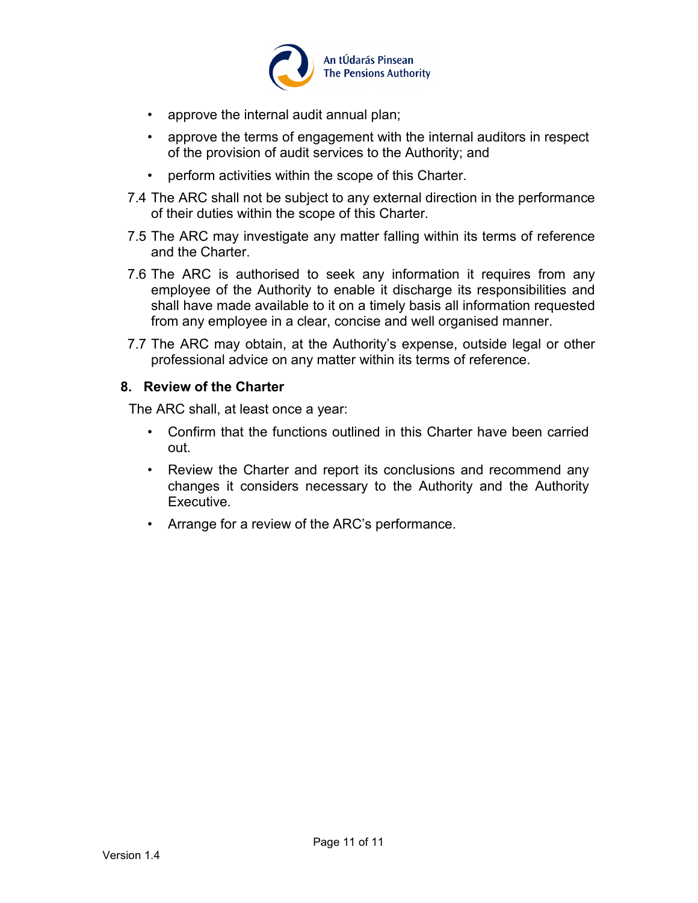- approve the internal audit annual plan;
- approve the terms of engagement with the internal auditors in respect of the provision of audit services to the Authority; and
- perform activities within the scope of this Charter.

7.4 The ARC shall not be subject to any external direction in the performance of their duties within the scope of this Charter.

7.5 The ARC may investigate any matter falling within its terms of reference and the Charter.

7.6 The ARC is authorised to seek any information it requires from any employee of the Authority to enable it discharge its responsibilities and shall have made available to it on a timely basis all information requested from any employee in a clear, concise and well organised manner.

7.7 The ARC may obtain, at the Authority's expense, outside legal or other professional advice on any matter within its terms of reference.

## 8. Review of the Charter

The ARC shall, at least once a year:

- Confirm that the functions outlined in this Charter have been carried out.
- Review the Charter and report its conclusions and recommend any changes it considers necessary to the Authority and the Authority Executive.
- Arrange for a review of the ARC's performance.